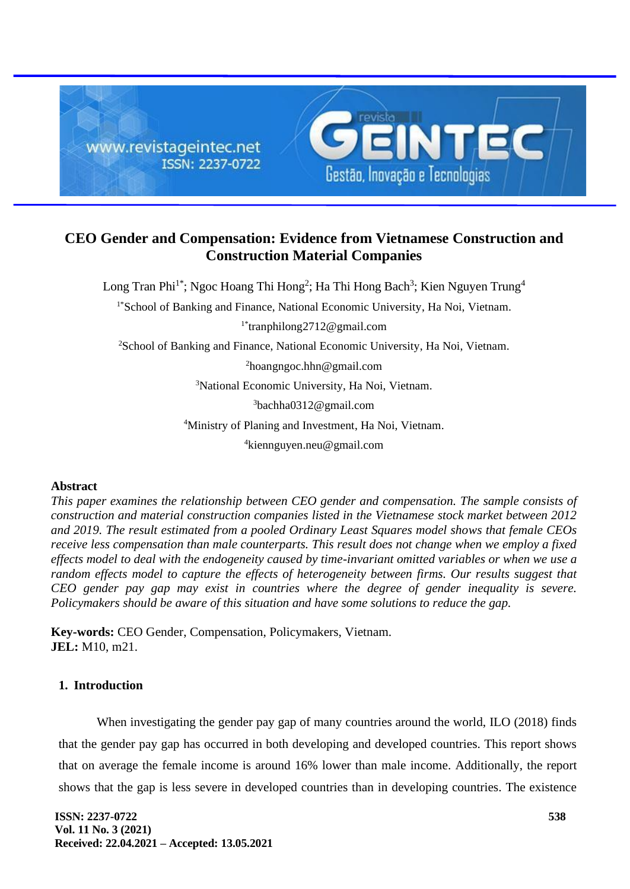# CEO Gender and Compensation: Evidence from Vietnamese Construction and Construction Material Companies

Long Tran Phi[1*]; Ngoc Hoang Thi Hong[2]; Ha Thi Hong Bach[3]; Kien Nguyen Trung[4]

[1*]School of Banking and Finance, National Economic University, Ha Noi, Vietnam.

[1*]tranphilong2712@gmail.com

[2]School of Banking and Finance, National Economic University, Ha Noi, Vietnam.

[2]hoangngoc.hhn@gmail.com

[3]National Economic University, Ha Noi, Vietnam.

[3]bachha0312@gmail.com

[4]Ministry of Planing and Investment, Ha Noi, Vietnam.

[4]kiennguyen.neu@gmail.com

## Abstract

*This paper examines the relationship between CEO gender and compensation. The sample consists of construction and material construction companies listed in the Vietnamese stock market between 2012 and 2019. The result estimated from a pooled Ordinary Least Squares model shows that female CEOs receive less compensation than male counterparts. This result does not change when we employ a fixed effects model to deal with the endogeneity caused by time-invariant omitted variables or when we use a random effects model to capture the effects of heterogeneity between firms. Our results suggest that CEO gender pay gap may exist in countries where the degree of gender inequality is severe. Policymakers should be aware of this situation and have some solutions to reduce the gap.*

**Key-words:** CEO Gender, Compensation, Policymakers, Vietnam.
**JEL:** M10, m21.

## 1. Introduction

When investigating the gender pay gap of many countries around the world, ILO (2018) finds that the gender pay gap has occurred in both developing and developed countries. This report shows that on average the female income is around 16% lower than male income. Additionally, the report shows that the gap is less severe in developed countries than in developing countries. The existence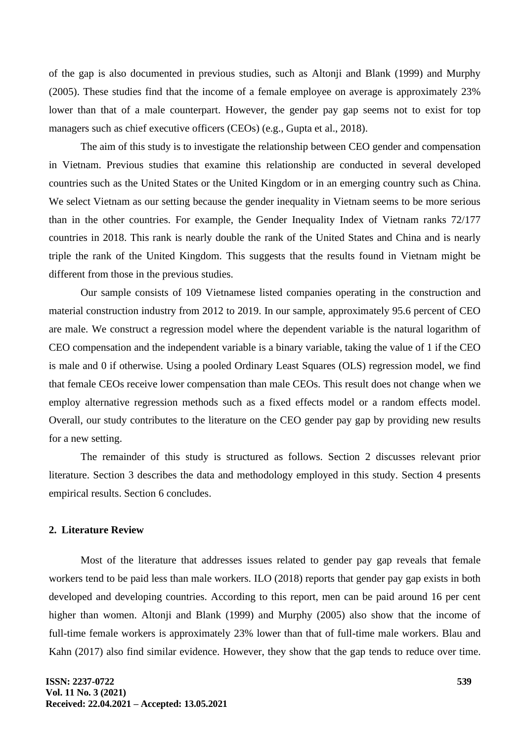of the gap is also documented in previous studies, such as Altonji and Blank (1999) and Murphy (2005). These studies find that the income of a female employee on average is approximately 23% lower than that of a male counterpart. However, the gender pay gap seems not to exist for top managers such as chief executive officers (CEOs) (e.g., Gupta et al., 2018).

The aim of this study is to investigate the relationship between CEO gender and compensation in Vietnam. Previous studies that examine this relationship are conducted in several developed countries such as the United States or the United Kingdom or in an emerging country such as China. We select Vietnam as our setting because the gender inequality in Vietnam seems to be more serious than in the other countries. For example, the Gender Inequality Index of Vietnam ranks 72/177 countries in 2018. This rank is nearly double the rank of the United States and China and is nearly triple the rank of the United Kingdom. This suggests that the results found in Vietnam might be different from those in the previous studies.

Our sample consists of 109 Vietnamese listed companies operating in the construction and material construction industry from 2012 to 2019. In our sample, approximately 95.6 percent of CEO are male. We construct a regression model where the dependent variable is the natural logarithm of CEO compensation and the independent variable is a binary variable, taking the value of 1 if the CEO is male and 0 if otherwise. Using a pooled Ordinary Least Squares (OLS) regression model, we find that female CEOs receive lower compensation than male CEOs. This result does not change when we employ alternative regression methods such as a fixed effects model or a random effects model. Overall, our study contributes to the literature on the CEO gender pay gap by providing new results for a new setting.

The remainder of this study is structured as follows. Section 2 discusses relevant prior literature. Section 3 describes the data and methodology employed in this study. Section 4 presents empirical results. Section 6 concludes.

## 2. Literature Review

Most of the literature that addresses issues related to gender pay gap reveals that female workers tend to be paid less than male workers. ILO (2018) reports that gender pay gap exists in both developed and developing countries. According to this report, men can be paid around 16 per cent higher than women. Altonji and Blank (1999) and Murphy (2005) also show that the income of full-time female workers is approximately 23% lower than that of full-time male workers. Blau and Kahn (2017) also find similar evidence. However, they show that the gap tends to reduce over time.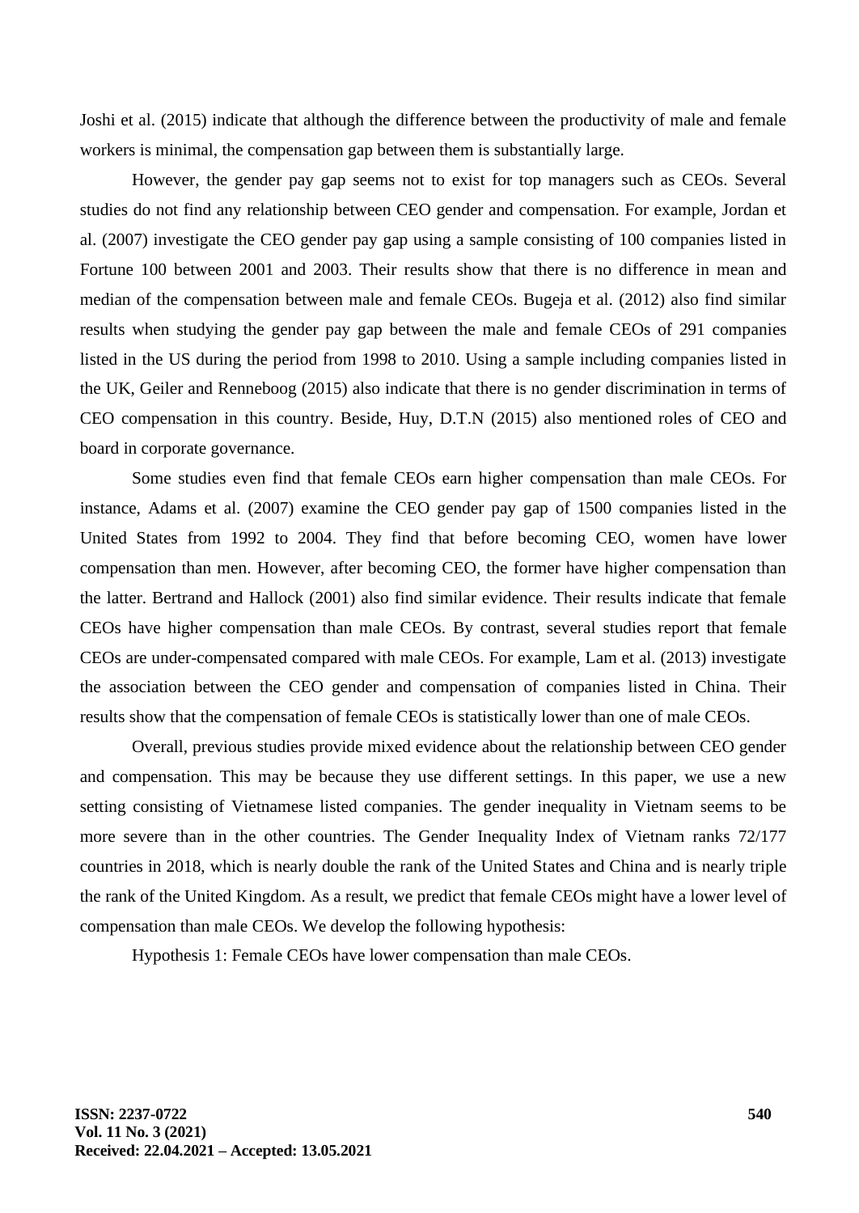Joshi et al. (2015) indicate that although the difference between the productivity of male and female workers is minimal, the compensation gap between them is substantially large.

However, the gender pay gap seems not to exist for top managers such as CEOs. Several studies do not find any relationship between CEO gender and compensation. For example, Jordan et al. (2007) investigate the CEO gender pay gap using a sample consisting of 100 companies listed in Fortune 100 between 2001 and 2003. Their results show that there is no difference in mean and median of the compensation between male and female CEOs. Bugeja et al. (2012) also find similar results when studying the gender pay gap between the male and female CEOs of 291 companies listed in the US during the period from 1998 to 2010. Using a sample including companies listed in the UK, Geiler and Renneboog (2015) also indicate that there is no gender discrimination in terms of CEO compensation in this country. Beside, Huy, D.T.N (2015) also mentioned roles of CEO and board in corporate governance.

Some studies even find that female CEOs earn higher compensation than male CEOs. For instance, Adams et al. (2007) examine the CEO gender pay gap of 1500 companies listed in the United States from 1992 to 2004. They find that before becoming CEO, women have lower compensation than men. However, after becoming CEO, the former have higher compensation than the latter. Bertrand and Hallock (2001) also find similar evidence. Their results indicate that female CEOs have higher compensation than male CEOs. By contrast, several studies report that female CEOs are under-compensated compared with male CEOs. For example, Lam et al. (2013) investigate the association between the CEO gender and compensation of companies listed in China. Their results show that the compensation of female CEOs is statistically lower than one of male CEOs.

Overall, previous studies provide mixed evidence about the relationship between CEO gender and compensation. This may be because they use different settings. In this paper, we use a new setting consisting of Vietnamese listed companies. The gender inequality in Vietnam seems to be more severe than in the other countries. The Gender Inequality Index of Vietnam ranks 72/177 countries in 2018, which is nearly double the rank of the United States and China and is nearly triple the rank of the United Kingdom. As a result, we predict that female CEOs might have a lower level of compensation than male CEOs. We develop the following hypothesis:

Hypothesis 1: Female CEOs have lower compensation than male CEOs.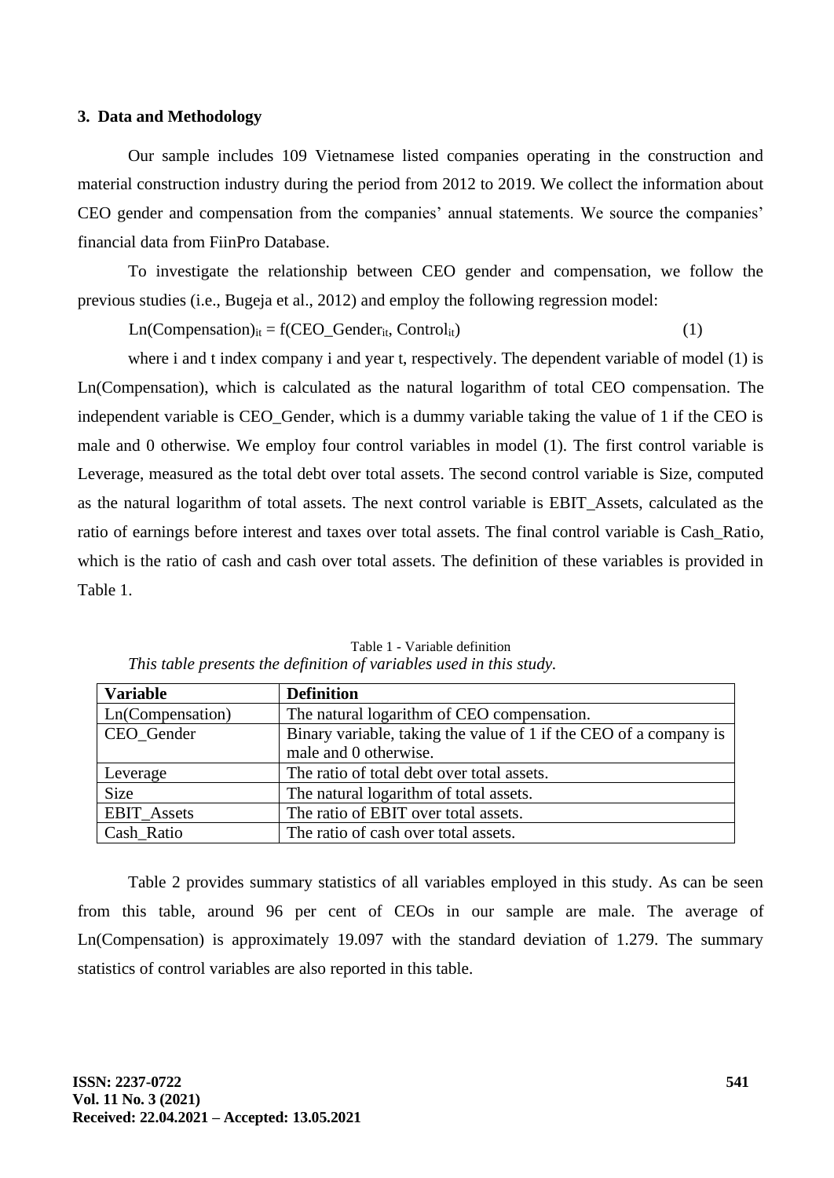## 3. Data and Methodology

Our sample includes 109 Vietnamese listed companies operating in the construction and material construction industry during the period from 2012 to 2019. We collect the information about CEO gender and compensation from the companies' annual statements. We source the companies' financial data from FiinPro Database.

To investigate the relationship between CEO gender and compensation, we follow the previous studies (i.e., Bugeja et al., 2012) and employ the following regression model:

$$\text{Ln(Compensation)}_{it} = f(\text{CEO\_Gender}_{it}, \text{Control}_{it}) \quad (1)$$

where i and t index company i and year t, respectively. The dependent variable of model (1) is Ln(Compensation), which is calculated as the natural logarithm of total CEO compensation. The independent variable is CEO_Gender, which is a dummy variable taking the value of 1 if the CEO is male and 0 otherwise. We employ four control variables in model (1). The first control variable is Leverage, measured as the total debt over total assets. The second control variable is Size, computed as the natural logarithm of total assets. The next control variable is EBIT_Assets, calculated as the ratio of earnings before interest and taxes over total assets. The final control variable is Cash_Ratio, which is the ratio of cash and cash over total assets. The definition of these variables is provided in Table 1.

Table 1 - Variable definition

*This table presents the definition of variables used in this study.*

| **Variable** | **Definition** |
|---|---|
| Ln(Compensation) | The natural logarithm of CEO compensation. |
| CEO_Gender | Binary variable, taking the value of 1 if the CEO of a company is male and 0 otherwise. |
| Leverage | The ratio of total debt over total assets. |
| Size | The natural logarithm of total assets. |
| EBIT_Assets | The ratio of EBIT over total assets. |
| Cash_Ratio | The ratio of cash over total assets. |

Table 2 provides summary statistics of all variables employed in this study. As can be seen from this table, around 96 per cent of CEOs in our sample are male. The average of Ln(Compensation) is approximately 19.097 with the standard deviation of 1.279. The summary statistics of control variables are also reported in this table.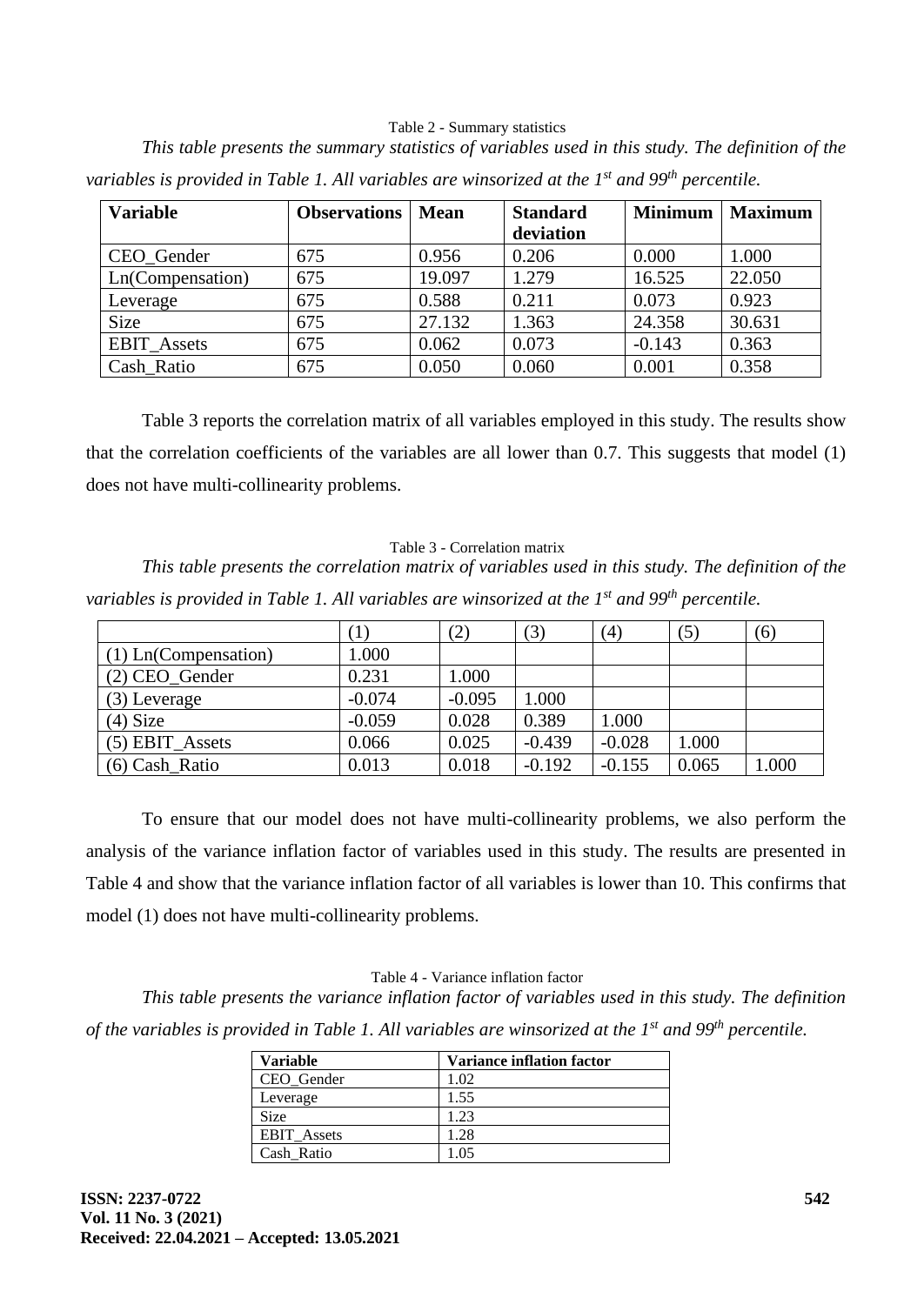Table 2 - Summary statistics

*This table presents the summary statistics of variables used in this study. The definition of the variables is provided in Table 1. All variables are winsorized at the 1st and 99th percentile.*

| Variable | Observations | Mean | Standard deviation | Minimum | Maximum |
|---|---|---|---|---|---|
| CEO_Gender | 675 | 0.956 | 0.206 | 0.000 | 1.000 |
| Ln(Compensation) | 675 | 19.097 | 1.279 | 16.525 | 22.050 |
| Leverage | 675 | 0.588 | 0.211 | 0.073 | 0.923 |
| Size | 675 | 27.132 | 1.363 | 24.358 | 30.631 |
| EBIT_Assets | 675 | 0.062 | 0.073 | -0.143 | 0.363 |
| Cash_Ratio | 675 | 0.050 | 0.060 | 0.001 | 0.358 |

Table 3 reports the correlation matrix of all variables employed in this study. The results show that the correlation coefficients of the variables are all lower than 0.7. This suggests that model (1) does not have multi-collinearity problems.

Table 3 - Correlation matrix

*This table presents the correlation matrix of variables used in this study. The definition of the variables is provided in Table 1. All variables are winsorized at the 1st and 99th percentile.*

| | (1) | (2) | (3) | (4) | (5) | (6) |
|---|---|---|---|---|---|---|
| (1) Ln(Compensation) | 1.000 | | | | | |
| (2) CEO_Gender | 0.231 | 1.000 | | | | |
| (3) Leverage | -0.074 | -0.095 | 1.000 | | | |
| (4) Size | -0.059 | 0.028 | 0.389 | 1.000 | | |
| (5) EBIT_Assets | 0.066 | 0.025 | -0.439 | -0.028 | 1.000 | |
| (6) Cash_Ratio | 0.013 | 0.018 | -0.192 | -0.155 | 0.065 | 1.000 |

To ensure that our model does not have multi-collinearity problems, we also perform the analysis of the variance inflation factor of variables used in this study. The results are presented in Table 4 and show that the variance inflation factor of all variables is lower than 10. This confirms that model (1) does not have multi-collinearity problems.

Table 4 - Variance inflation factor

*This table presents the variance inflation factor of variables used in this study. The definition of the variables is provided in Table 1. All variables are winsorized at the 1st and 99th percentile.*

| Variable | Variance inflation factor |
|---|---|
| CEO_Gender | 1.02 |
| Leverage | 1.55 |
| Size | 1.23 |
| EBIT_Assets | 1.28 |
| Cash_Ratio | 1.05 |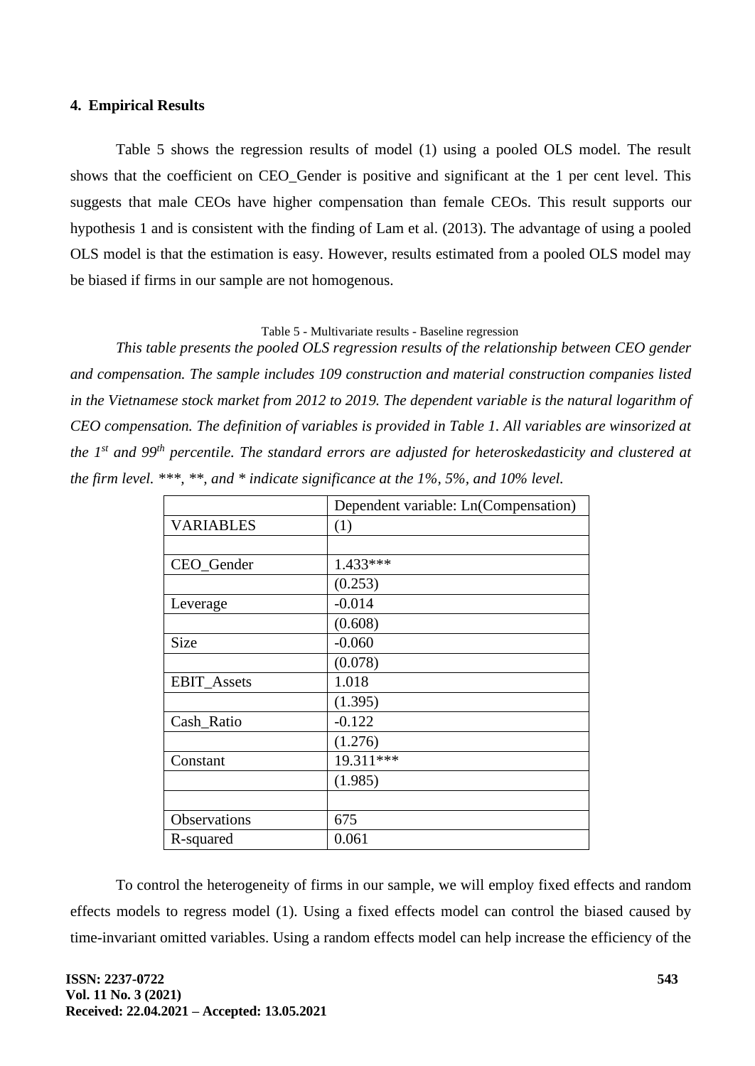## 4. Empirical Results

Table 5 shows the regression results of model (1) using a pooled OLS model. The result shows that the coefficient on CEO_Gender is positive and significant at the 1 per cent level. This suggests that male CEOs have higher compensation than female CEOs. This result supports our hypothesis 1 and is consistent with the finding of Lam et al. (2013). The advantage of using a pooled OLS model is that the estimation is easy. However, results estimated from a pooled OLS model may be biased if firms in our sample are not homogenous.

Table 5 - Multivariate results - Baseline regression

*This table presents the pooled OLS regression results of the relationship between CEO gender and compensation. The sample includes 109 construction and material construction companies listed in the Vietnamese stock market from 2012 to 2019. The dependent variable is the natural logarithm of CEO compensation. The definition of variables is provided in Table 1. All variables are winsorized at the 1st and 99th percentile. The standard errors are adjusted for heteroskedasticity and clustered at the firm level. ***, **, and * indicate significance at the 1%, 5%, and 10% level.*

| | Dependent variable: Ln(Compensation) |
|---|---|
| VARIABLES | (1) |
| | |
| CEO_Gender | 1.433*** |
| | (0.253) |
| Leverage | -0.014 |
| | (0.608) |
| Size | -0.060 |
| | (0.078) |
| EBIT_Assets | 1.018 |
| | (1.395) |
| Cash_Ratio | -0.122 |
| | (1.276) |
| Constant | 19.311*** |
| | (1.985) |
| | |
| Observations | 675 |
| R-squared | 0.061 |

To control the heterogeneity of firms in our sample, we will employ fixed effects and random effects models to regress model (1). Using a fixed effects model can control the biased caused by time-invariant omitted variables. Using a random effects model can help increase the efficiency of the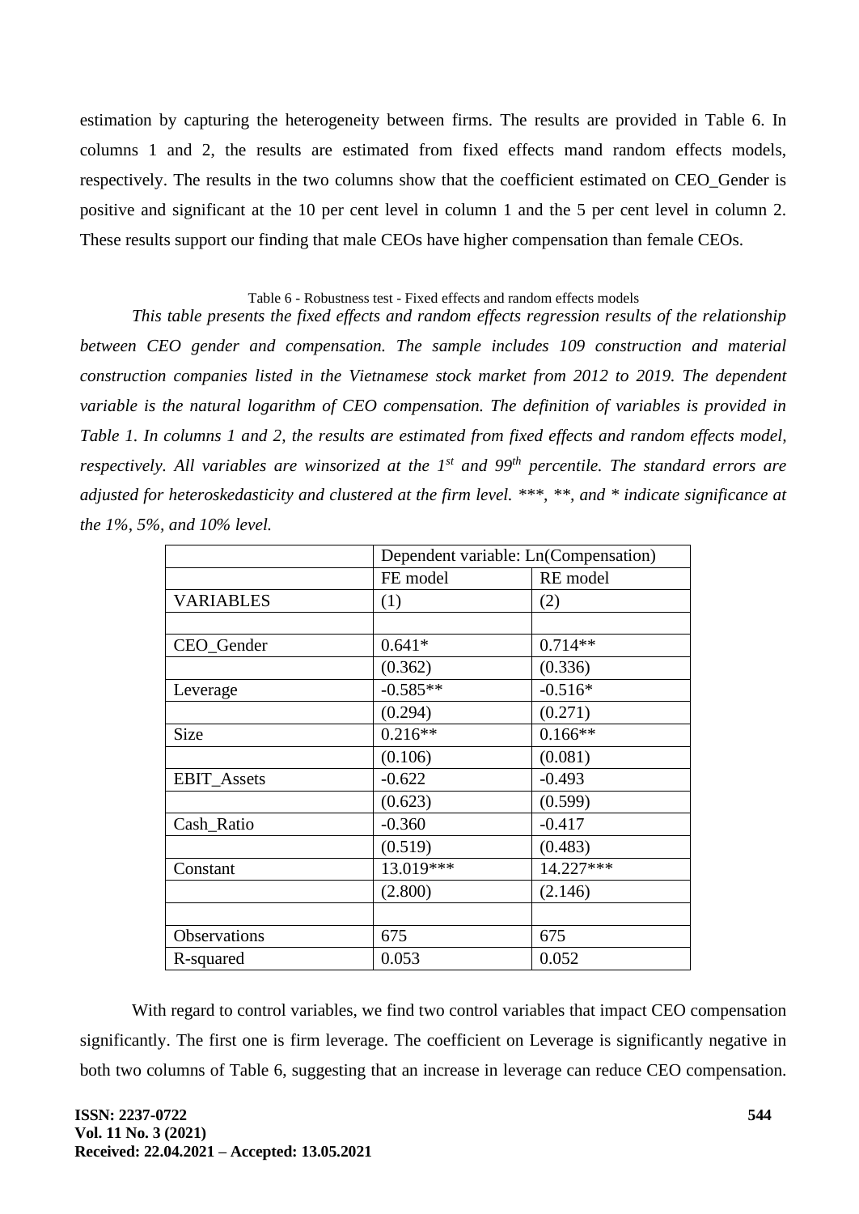estimation by capturing the heterogeneity between firms. The results are provided in Table 6. In columns 1 and 2, the results are estimated from fixed effects mand random effects models, respectively. The results in the two columns show that the coefficient estimated on CEO_Gender is positive and significant at the 10 per cent level in column 1 and the 5 per cent level in column 2. These results support our finding that male CEOs have higher compensation than female CEOs.

Table 6 - Robustness test - Fixed effects and random effects models

*This table presents the fixed effects and random effects regression results of the relationship between CEO gender and compensation. The sample includes 109 construction and material construction companies listed in the Vietnamese stock market from 2012 to 2019. The dependent variable is the natural logarithm of CEO compensation. The definition of variables is provided in Table 1. In columns 1 and 2, the results are estimated from fixed effects and random effects model, respectively. All variables are winsorized at the 1st and 99th percentile. The standard errors are adjusted for heteroskedasticity and clustered at the firm level. \*\*\*, \*\*, and \* indicate significance at the 1%, 5%, and 10% level.*

| | Dependent variable: Ln(Compensation) | |
|---|---|---|
| | FE model | RE model |
| VARIABLES | (1) | (2) |
| | | |
| CEO_Gender | 0.641* | 0.714** |
| | (0.362) | (0.336) |
| Leverage | -0.585** | -0.516* |
| | (0.294) | (0.271) |
| Size | 0.216** | 0.166** |
| | (0.106) | (0.081) |
| EBIT_Assets | -0.622 | -0.493 |
| | (0.623) | (0.599) |
| Cash_Ratio | -0.360 | -0.417 |
| | (0.519) | (0.483) |
| Constant | 13.019*** | 14.227*** |
| | (2.800) | (2.146) |
| | | |
| Observations | 675 | 675 |
| R-squared | 0.053 | 0.052 |

With regard to control variables, we find two control variables that impact CEO compensation significantly. The first one is firm leverage. The coefficient on Leverage is significantly negative in both two columns of Table 6, suggesting that an increase in leverage can reduce CEO compensation.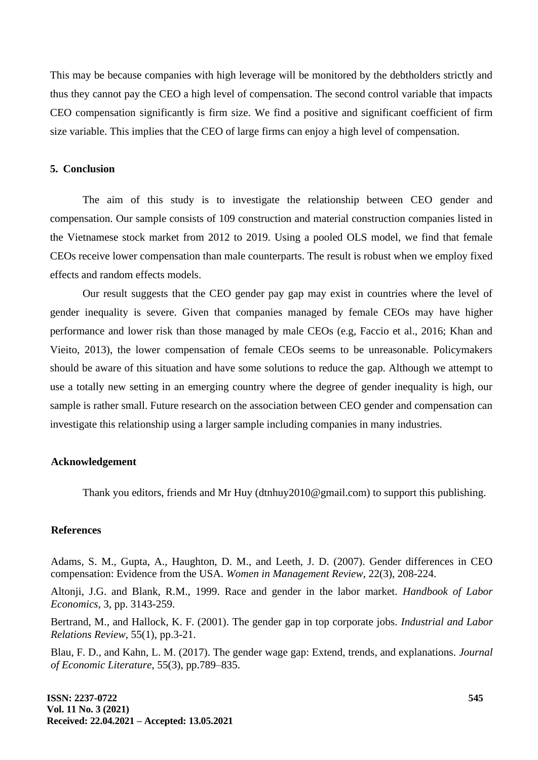This may be because companies with high leverage will be monitored by the debtholders strictly and thus they cannot pay the CEO a high level of compensation. The second control variable that impacts CEO compensation significantly is firm size. We find a positive and significant coefficient of firm size variable. This implies that the CEO of large firms can enjoy a high level of compensation.

## 5. Conclusion

The aim of this study is to investigate the relationship between CEO gender and compensation. Our sample consists of 109 construction and material construction companies listed in the Vietnamese stock market from 2012 to 2019. Using a pooled OLS model, we find that female CEOs receive lower compensation than male counterparts. The result is robust when we employ fixed effects and random effects models.

Our result suggests that the CEO gender pay gap may exist in countries where the level of gender inequality is severe. Given that companies managed by female CEOs may have higher performance and lower risk than those managed by male CEOs (e.g, Faccio et al., 2016; Khan and Vieito, 2013), the lower compensation of female CEOs seems to be unreasonable. Policymakers should be aware of this situation and have some solutions to reduce the gap. Although we attempt to use a totally new setting in an emerging country where the degree of gender inequality is high, our sample is rather small. Future research on the association between CEO gender and compensation can investigate this relationship using a larger sample including companies in many industries.

## Acknowledgement

Thank you editors, friends and Mr Huy (dtnhuy2010@gmail.com) to support this publishing.

## References

Adams, S. M., Gupta, A., Haughton, D. M., and Leeth, J. D. (2007). Gender differences in CEO compensation: Evidence from the USA. *Women in Management Review*, 22(3), 208-224.

Altonji, J.G. and Blank, R.M., 1999. Race and gender in the labor market. *Handbook of Labor Economics*, 3, pp. 3143-259.

Bertrand, M., and Hallock, K. F. (2001). The gender gap in top corporate jobs. *Industrial and Labor Relations Review*, 55(1), pp.3-21.

Blau, F. D., and Kahn, L. M. (2017). The gender wage gap: Extend, trends, and explanations. *Journal of Economic Literature*, 55(3), pp.789–835.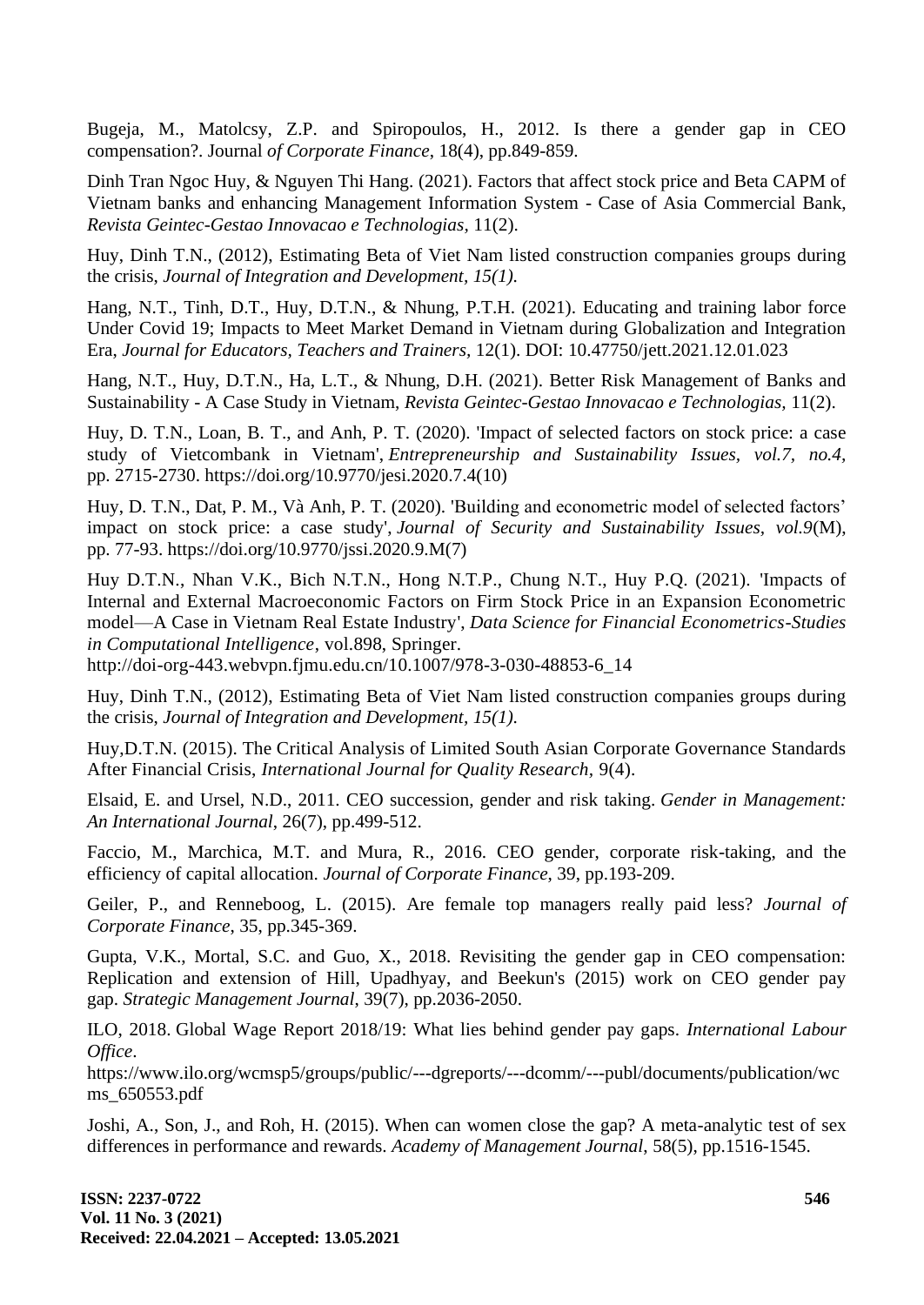Bugeja, M., Matolcsy, Z.P. and Spiropoulos, H., 2012. Is there a gender gap in CEO compensation?. Journal *of Corporate Finance*, 18(4), pp.849-859.

Dinh Tran Ngoc Huy, & Nguyen Thi Hang. (2021). Factors that affect stock price and Beta CAPM of Vietnam banks and enhancing Management Information System - Case of Asia Commercial Bank, *Revista Geintec-Gestao Innovacao e Technologias*, 11(2).

Huy, Dinh T.N., (2012), Estimating Beta of Viet Nam listed construction companies groups during the crisis, *Journal of Integration and Development, 15(1).*

Hang, N.T., Tinh, D.T., Huy, D.T.N., & Nhung, P.T.H. (2021). Educating and training labor force Under Covid 19; Impacts to Meet Market Demand in Vietnam during Globalization and Integration Era, *Journal for Educators, Teachers and Trainers,* 12(1). DOI: 10.47750/jett.2021.12.01.023

Hang, N.T., Huy, D.T.N., Ha, L.T., & Nhung, D.H. (2021). Better Risk Management of Banks and Sustainability - A Case Study in Vietnam, *Revista Geintec-Gestao Innovacao e Technologias*, 11(2).

Huy, D. T.N., Loan, B. T., and Anh, P. T. (2020). 'Impact of selected factors on stock price: a case study of Vietcombank in Vietnam', *Entrepreneurship and Sustainability Issues, vol.7, no.4,* pp. 2715-2730. https://doi.org/10.9770/jesi.2020.7.4(10)

Huy, D. T.N., Dat, P. M., Và Anh, P. T. (2020). 'Building and econometric model of selected factors' impact on stock price: a case study', *Journal of Security and Sustainability Issues, vol.9*(M), pp. 77-93. https://doi.org/10.9770/jssi.2020.9.M(7)

Huy D.T.N., Nhan V.K., Bich N.T.N., Hong N.T.P., Chung N.T., Huy P.Q. (2021). 'Impacts of Internal and External Macroeconomic Factors on Firm Stock Price in an Expansion Econometric model—A Case in Vietnam Real Estate Industry', *Data Science for Financial Econometrics-Studies in Computational Intelligence*, vol.898, Springer.
http://doi-org-443.webvpn.fjmu.edu.cn/10.1007/978-3-030-48853-6_14

Huy, Dinh T.N., (2012), Estimating Beta of Viet Nam listed construction companies groups during the crisis, *Journal of Integration and Development*, *15(1).*

Huy,D.T.N. (2015). The Critical Analysis of Limited South Asian Corporate Governance Standards After Financial Crisis, *International Journal for Quality Research*, 9(4).

Elsaid, E. and Ursel, N.D., 2011. CEO succession, gender and risk taking. *Gender in Management: An International Journal*, 26(7), pp.499-512.

Faccio, M., Marchica, M.T. and Mura, R., 2016. CEO gender, corporate risk-taking, and the efficiency of capital allocation. *Journal of Corporate Finance*, 39, pp.193-209.

Geiler, P., and Renneboog, L. (2015). Are female top managers really paid less? *Journal of Corporate Finance,* 35, pp.345-369.

Gupta, V.K., Mortal, S.C. and Guo, X., 2018. Revisiting the gender gap in CEO compensation: Replication and extension of Hill, Upadhyay, and Beekun's (2015) work on CEO gender pay gap. *Strategic Management Journal*, 39(7), pp.2036-2050.

ILO, 2018. Global Wage Report 2018/19: What lies behind gender pay gaps. *International Labour Office*.
https://www.ilo.org/wcmsp5/groups/public/---dgreports/---dcomm/---publ/documents/publication/wcms_650553.pdf

Joshi, A., Son, J., and Roh, H. (2015). When can women close the gap? A meta-analytic test of sex differences in performance and rewards. *Academy of Management Journal*, 58(5), pp.1516-1545.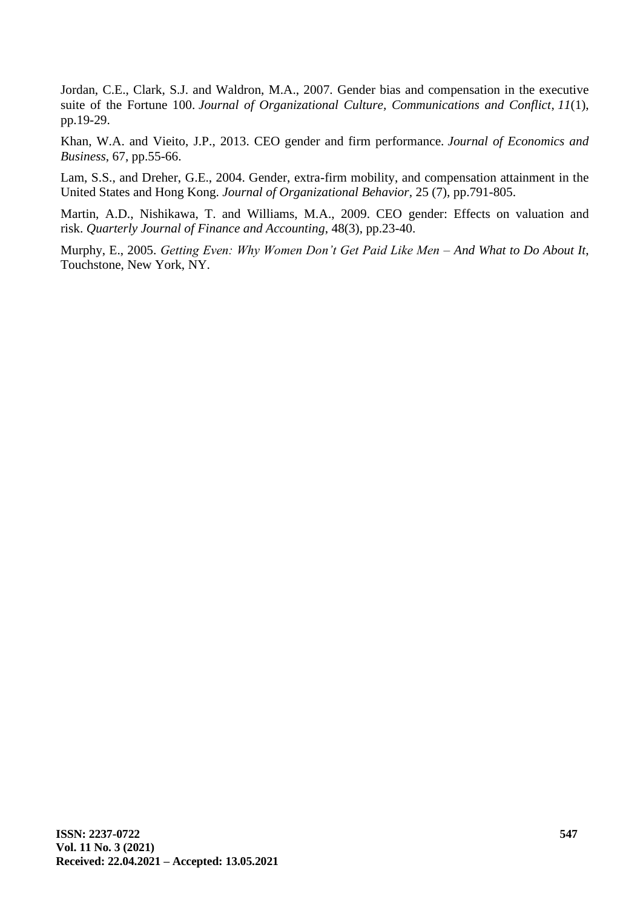Jordan, C.E., Clark, S.J. and Waldron, M.A., 2007. Gender bias and compensation in the executive suite of the Fortune 100. *Journal of Organizational Culture, Communications and Conflict*, *11*(1), pp.19-29.

Khan, W.A. and Vieito, J.P., 2013. CEO gender and firm performance. *Journal of Economics and Business*, 67, pp.55-66.

Lam, S.S., and Dreher, G.E., 2004. Gender, extra-firm mobility, and compensation attainment in the United States and Hong Kong. *Journal of Organizational Behavior*, 25 (7), pp.791-805.

Martin, A.D., Nishikawa, T. and Williams, M.A., 2009. CEO gender: Effects on valuation and risk. *Quarterly Journal of Finance and Accounting*, 48(3), pp.23-40.

Murphy, E., 2005. *Getting Even: Why Women Don't Get Paid Like Men – And What to Do About It*, Touchstone, New York, NY.